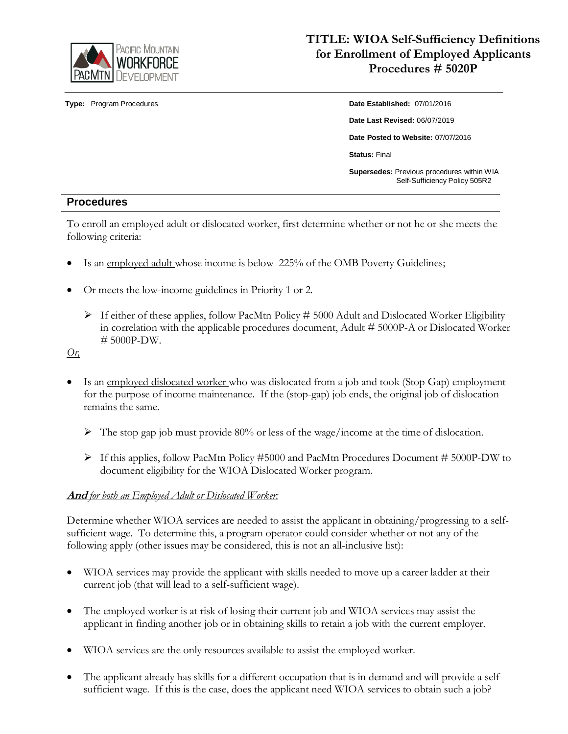# TITLE: WIOA Self-Sufficiency Definitions for Enrollment of Employed Applicants Procedures # 5020P

**Type:** Program Procedures

**Date Established:** 07/01/2016

**Date Last Revised:** 06/07/2019

**Date Posted to Website:** 07/07/2016

**Status:** Final

**Supersedes:** Previous procedures within WIA Self-Sufficiency Policy 505R2

## Procedures

To enroll an employed adult or dislocated worker, first determine whether or not he or she meets the following criteria:

- Is an employed adult whose income is below 225% of the OMB Poverty Guidelines;
- Or meets the low-income guidelines in Priority 1 or 2.
  - If either of these applies, follow PacMtn Policy # 5000 Adult and Dislocated Worker Eligibility in correlation with the applicable procedures document, Adult # 5000P-A or Dislocated Worker # 5000P-DW.

*Or,*

- Is an employed dislocated worker who was dislocated from a job and took (Stop Gap) employment for the purpose of income maintenance. If the (stop-gap) job ends, the original job of dislocation remains the same.
  - The stop gap job must provide 80% or less of the wage/income at the time of dislocation.
  - If this applies, follow PacMtn Policy #5000 and PacMtn Procedures Document # 5000P-DW to document eligibility for the WIOA Dislocated Worker program.

***And** for both an Employed Adult or Dislocated Worker:*

Determine whether WIOA services are needed to assist the applicant in obtaining/progressing to a self-sufficient wage. To determine this, a program operator could consider whether or not any of the following apply (other issues may be considered, this is not an all-inclusive list):

- WIOA services may provide the applicant with skills needed to move up a career ladder at their current job (that will lead to a self-sufficient wage).
- The employed worker is at risk of losing their current job and WIOA services may assist the applicant in finding another job or in obtaining skills to retain a job with the current employer.
- WIOA services are the only resources available to assist the employed worker.
- The applicant already has skills for a different occupation that is in demand and will provide a self-sufficient wage. If this is the case, does the applicant need WIOA services to obtain such a job?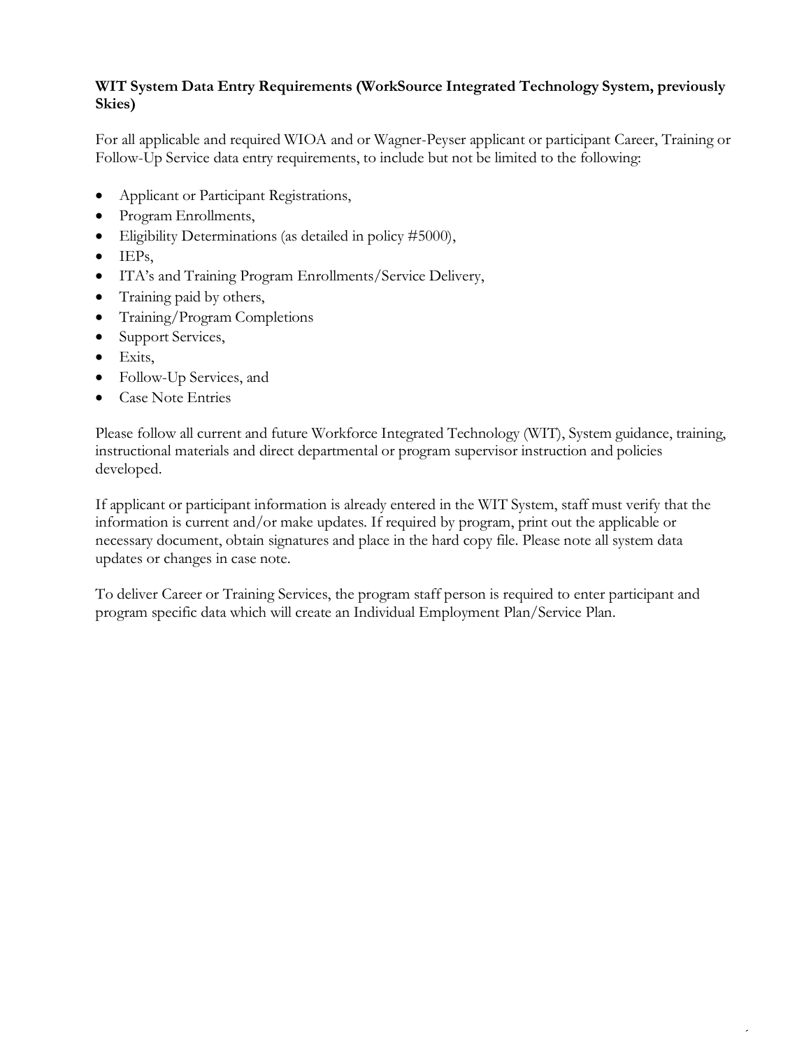**WIT System Data Entry Requirements (WorkSource Integrated Technology System, previously Skies)**

For all applicable and required WIOA and or Wagner-Peyser applicant or participant Career, Training or Follow-Up Service data entry requirements, to include but not be limited to the following:

- Applicant or Participant Registrations,
- Program Enrollments,
- Eligibility Determinations (as detailed in policy #5000),
- IEPs,
- ITA's and Training Program Enrollments/Service Delivery,
- Training paid by others,
- Training/Program Completions
- Support Services,
- Exits,
- Follow-Up Services, and
- Case Note Entries

Please follow all current and future Workforce Integrated Technology (WIT), System guidance, training, instructional materials and direct departmental or program supervisor instruction and policies developed.

If applicant or participant information is already entered in the WIT System, staff must verify that the information is current and/or make updates. If required by program, print out the applicable or necessary document, obtain signatures and place in the hard copy file. Please note all system data updates or changes in case note.

To deliver Career or Training Services, the program staff person is required to enter participant and program specific data which will create an Individual Employment Plan/Service Plan.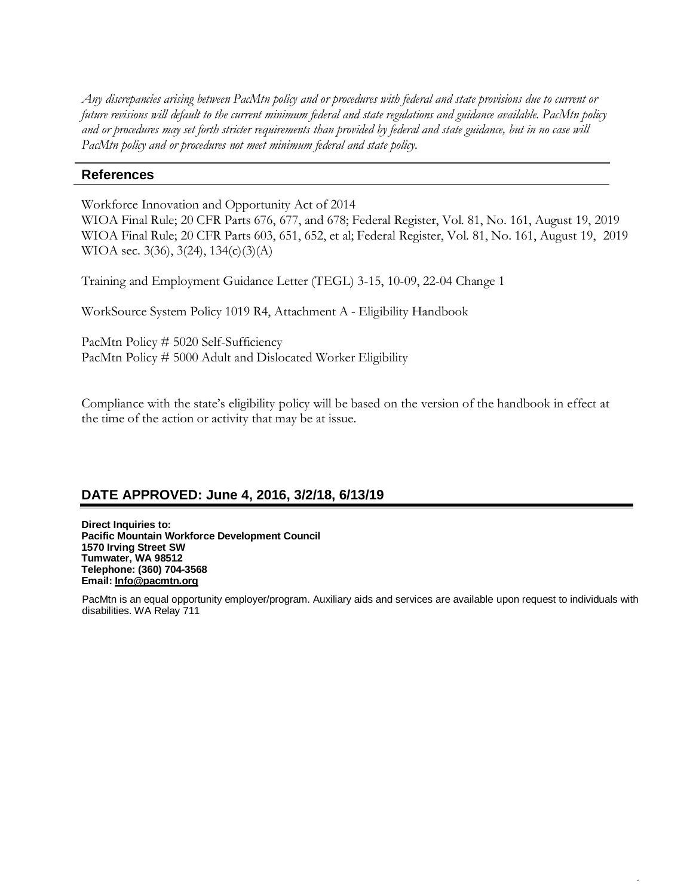*Any discrepancies arising between PacMtn policy and or procedures with federal and state provisions due to current or future revisions will default to the current minimum federal and state regulations and guidance available. PacMtn policy and or procedures may set forth stricter requirements than provided by federal and state guidance, but in no case will PacMtn policy and or procedures not meet minimum federal and state policy.*

## References

Workforce Innovation and Opportunity Act of 2014
WIOA Final Rule; 20 CFR Parts 676, 677, and 678; Federal Register, Vol. 81, No. 161, August 19, 2019
WIOA Final Rule; 20 CFR Parts 603, 651, 652, et al; Federal Register, Vol. 81, No. 161, August 19, 2019
WIOA sec. 3(36), 3(24), 134(c)(3)(A)

Training and Employment Guidance Letter (TEGL) 3-15, 10-09, 22-04 Change 1

WorkSource System Policy 1019 R4, Attachment A - Eligibility Handbook

PacMtn Policy # 5020 Self-Sufficiency
PacMtn Policy # 5000 Adult and Dislocated Worker Eligibility

Compliance with the state's eligibility policy will be based on the version of the handbook in effect at the time of the action or activity that may be at issue.

## DATE APPROVED: June 4, 2016, 3/2/18, 6/13/19

**Direct Inquiries to:**
**Pacific Mountain Workforce Development Council**
**1570 Irving Street SW**
**Tumwater, WA 98512**
**Telephone: (360) 704-3568**
**Email: Info@pacmtn.org**

PacMtn is an equal opportunity employer/program. Auxiliary aids and services are available upon request to individuals with disabilities. WA Relay 711